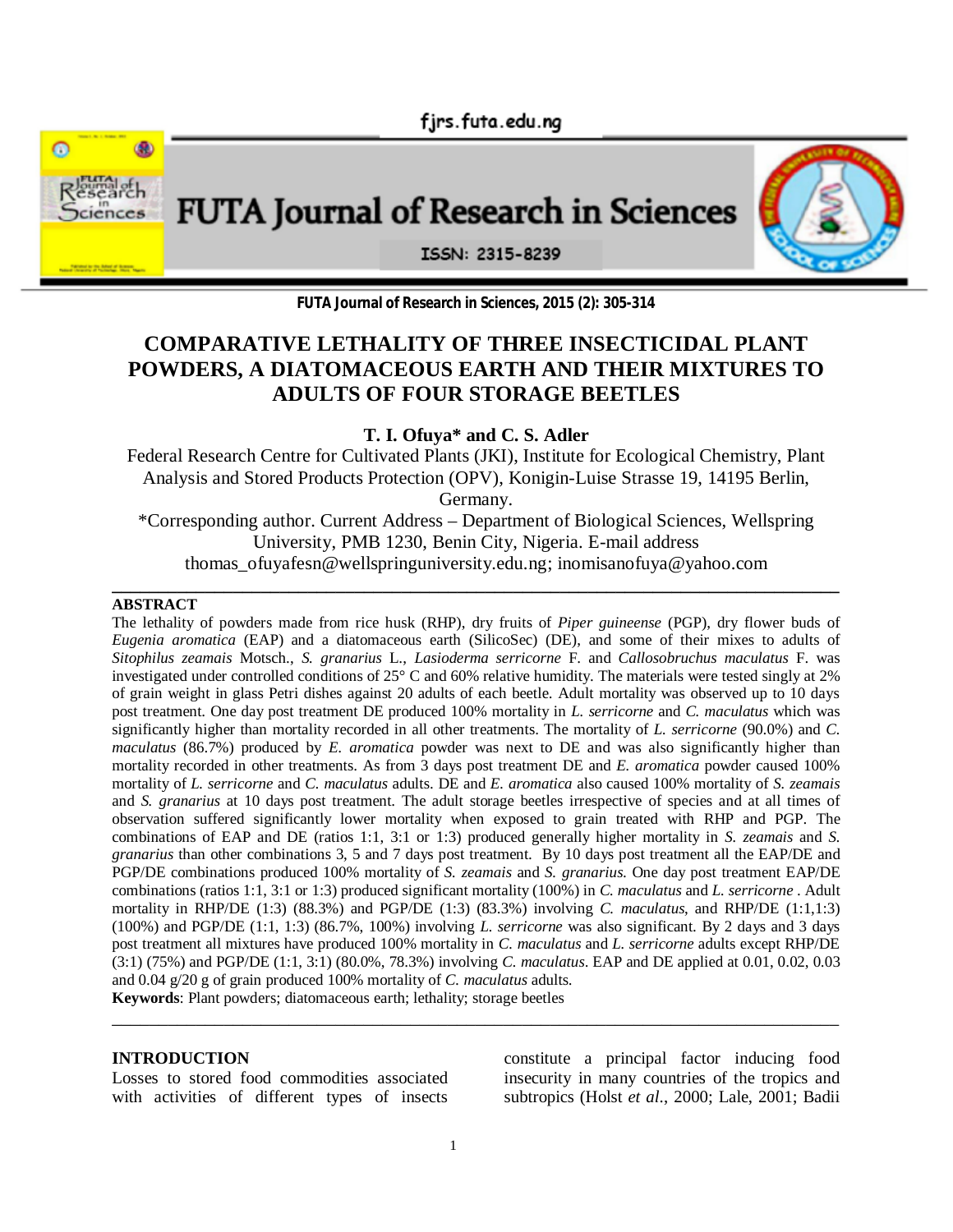# COMPARATIVE LETHALITY OF THREE INSECTICIDAL PLANT POWDERS, A DIATOMACEOUS EARTH AND THEIR MIXTURES TO ADULTS OF FOUR STORAGE BEETLES

**T. I. Ofuya* and C. S. Adler**

Federal Research Centre for Cultivated Plants (JKI), Institute for Ecological Chemistry, Plant Analysis and Stored Products Protection (OPV), Konigin-Luise Strasse 19, 14195 Berlin, Germany.

*Corresponding author. Current Address – Department of Biological Sciences, Wellspring University, PMB 1230, Benin City, Nigeria. E-mail address thomas_ofuyafesn@wellspringuniversity.edu.ng; inomisanofuya@yahoo.com

## ABSTRACT

The lethality of powders made from rice husk (RHP), dry fruits of *Piper guineense* (PGP), dry flower buds of *Eugenia aromatica* (EAP) and a diatomaceous earth (SilicoSec) (DE), and some of their mixes to adults of *Sitophilus zeamais* Motsch., *S. granarius* L., *Lasioderma serricorne* F. and *Callosobruchus maculatus* F. was investigated under controlled conditions of 25° C and 60% relative humidity. The materials were tested singly at 2% of grain weight in glass Petri dishes against 20 adults of each beetle. Adult mortality was observed up to 10 days post treatment. One day post treatment DE produced 100% mortality in *L. serricorne* and *C. maculatus* which was significantly higher than mortality recorded in all other treatments. The mortality of *L. serricorne* (90.0%) and *C. maculatus* (86.7%) produced by *E. aromatica* powder was next to DE and was also significantly higher than mortality recorded in other treatments. As from 3 days post treatment DE and *E. aromatica* powder caused 100% mortality of *L. serricorne* and *C. maculatus* adults. DE and *E. aromatica* also caused 100% mortality of *S. zeamais* and *S. granarius* at 10 days post treatment. The adult storage beetles irrespective of species and at all times of observation suffered significantly lower mortality when exposed to grain treated with RHP and PGP. The combinations of EAP and DE (ratios 1:1, 3:1 or 1:3) produced generally higher mortality in *S. zeamais* and *S. granarius* than other combinations 3, 5 and 7 days post treatment. By 10 days post treatment all the EAP/DE and PGP/DE combinations produced 100% mortality of *S. zeamais* and *S. granarius.* One day post treatment EAP/DE combinations (ratios 1:1, 3:1 or 1:3) produced significant mortality (100%) in *C. maculatus* and *L. serricorne* . Adult mortality in RHP/DE (1:3) (88.3%) and PGP/DE (1:3) (83.3%) involving *C. maculatus*, and RHP/DE (1:1,1:3) (100%) and PGP/DE (1:1, 1:3) (86.7%, 100%) involving *L. serricorne* was also significant. By 2 days and 3 days post treatment all mixtures have produced 100% mortality in *C. maculatus* and *L. serricorne* adults except RHP/DE (3:1) (75%) and PGP/DE (1:1, 3:1) (80.0%, 78.3%) involving *C. maculatus*. EAP and DE applied at 0.01, 0.02, 0.03 and 0.04 g/20 g of grain produced 100% mortality of *C. maculatus* adults.

**Keywords**: Plant powders; diatomaceous earth; lethality; storage beetles

## INTRODUCTION

Losses to stored food commodities associated with activities of different types of insects constitute a principal factor inducing food insecurity in many countries of the tropics and subtropics (Holst *et al*., 2000; Lale, 2001; Badii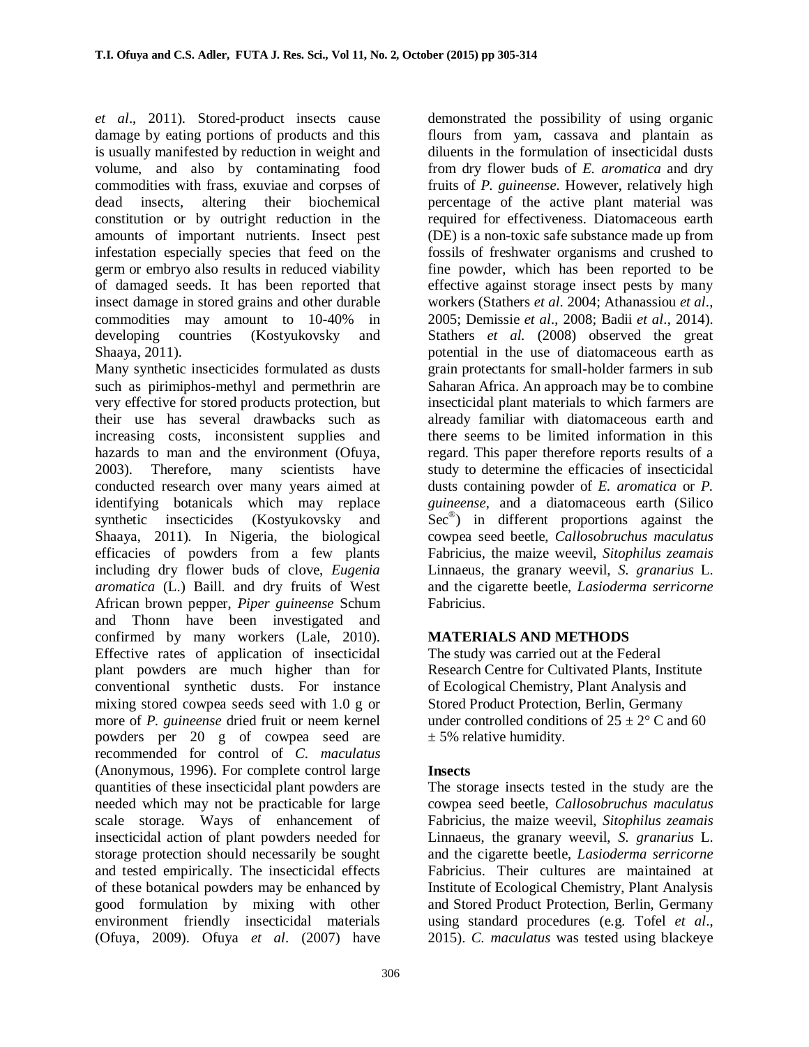*et al*., 2011). Stored-product insects cause damage by eating portions of products and this is usually manifested by reduction in weight and volume, and also by contaminating food commodities with frass, exuviae and corpses of dead insects, altering their biochemical constitution or by outright reduction in the amounts of important nutrients. Insect pest infestation especially species that feed on the germ or embryo also results in reduced viability of damaged seeds. It has been reported that insect damage in stored grains and other durable commodities may amount to 10-40% in developing countries (Kostyukovsky and Shaaya, 2011).

Many synthetic insecticides formulated as dusts such as pirimiphos-methyl and permethrin are very effective for stored products protection, but their use has several drawbacks such as increasing costs, inconsistent supplies and hazards to man and the environment (Ofuya, 2003). Therefore, many scientists have conducted research over many years aimed at identifying botanicals which may replace synthetic insecticides (Kostyukovsky and Shaaya, 2011). In Nigeria, the biological efficacies of powders from a few plants including dry flower buds of clove, *Eugenia aromatica* (L.) Baill. and dry fruits of West African brown pepper, *Piper guineense* Schum and Thonn have been investigated and confirmed by many workers (Lale, 2010). Effective rates of application of insecticidal plant powders are much higher than for conventional synthetic dusts. For instance mixing stored cowpea seeds seed with 1.0 g or more of *P. guineense* dried fruit or neem kernel powders per 20 g of cowpea seed are recommended for control of *C. maculatus* (Anonymous, 1996). For complete control large quantities of these insecticidal plant powders are needed which may not be practicable for large scale storage. Ways of enhancement of insecticidal action of plant powders needed for storage protection should necessarily be sought and tested empirically. The insecticidal effects of these botanical powders may be enhanced by good formulation by mixing with other environment friendly insecticidal materials (Ofuya, 2009). Ofuya *et al*. (2007) have demonstrated the possibility of using organic flours from yam, cassava and plantain as diluents in the formulation of insecticidal dusts from dry flower buds of *E. aromatica* and dry fruits of *P. guineense*. However, relatively high percentage of the active plant material was required for effectiveness. Diatomaceous earth (DE) is a non-toxic safe substance made up from fossils of freshwater organisms and crushed to fine powder, which has been reported to be effective against storage insect pests by many workers (Stathers *et al*. 2004; Athanassiou *et al*., 2005; Demissie *et al*., 2008; Badii *et al*., 2014). Stathers *et al.* (2008) observed the great potential in the use of diatomaceous earth as grain protectants for small-holder farmers in sub Saharan Africa. An approach may be to combine insecticidal plant materials to which farmers are already familiar with diatomaceous earth and there seems to be limited information in this regard. This paper therefore reports results of a study to determine the efficacies of insecticidal dusts containing powder of *E. aromatica* or *P. guineense*, and a diatomaceous earth (Silico Sec®) in different proportions against the cowpea seed beetle, *Callosobruchus maculatus* Fabricius, the maize weevil, *Sitophilus zeamais* Linnaeus, the granary weevil, *S. granarius* L. and the cigarette beetle, *Lasioderma serricorne* Fabricius.

## MATERIALS AND METHODS

The study was carried out at the Federal Research Centre for Cultivated Plants, Institute of Ecological Chemistry, Plant Analysis and Stored Product Protection, Berlin, Germany under controlled conditions of $25 \pm 2°$ C and 60 $\pm$ 5% relative humidity.

### Insects

The storage insects tested in the study are the cowpea seed beetle, *Callosobruchus maculatus* Fabricius, the maize weevil, *Sitophilus zeamais* Linnaeus, the granary weevil, *S. granarius* L. and the cigarette beetle, *Lasioderma serricorne* Fabricius. Their cultures are maintained at Institute of Ecological Chemistry, Plant Analysis and Stored Product Protection, Berlin, Germany using standard procedures (e.g. Tofel *et al*., 2015). *C. maculatus* was tested using blackeye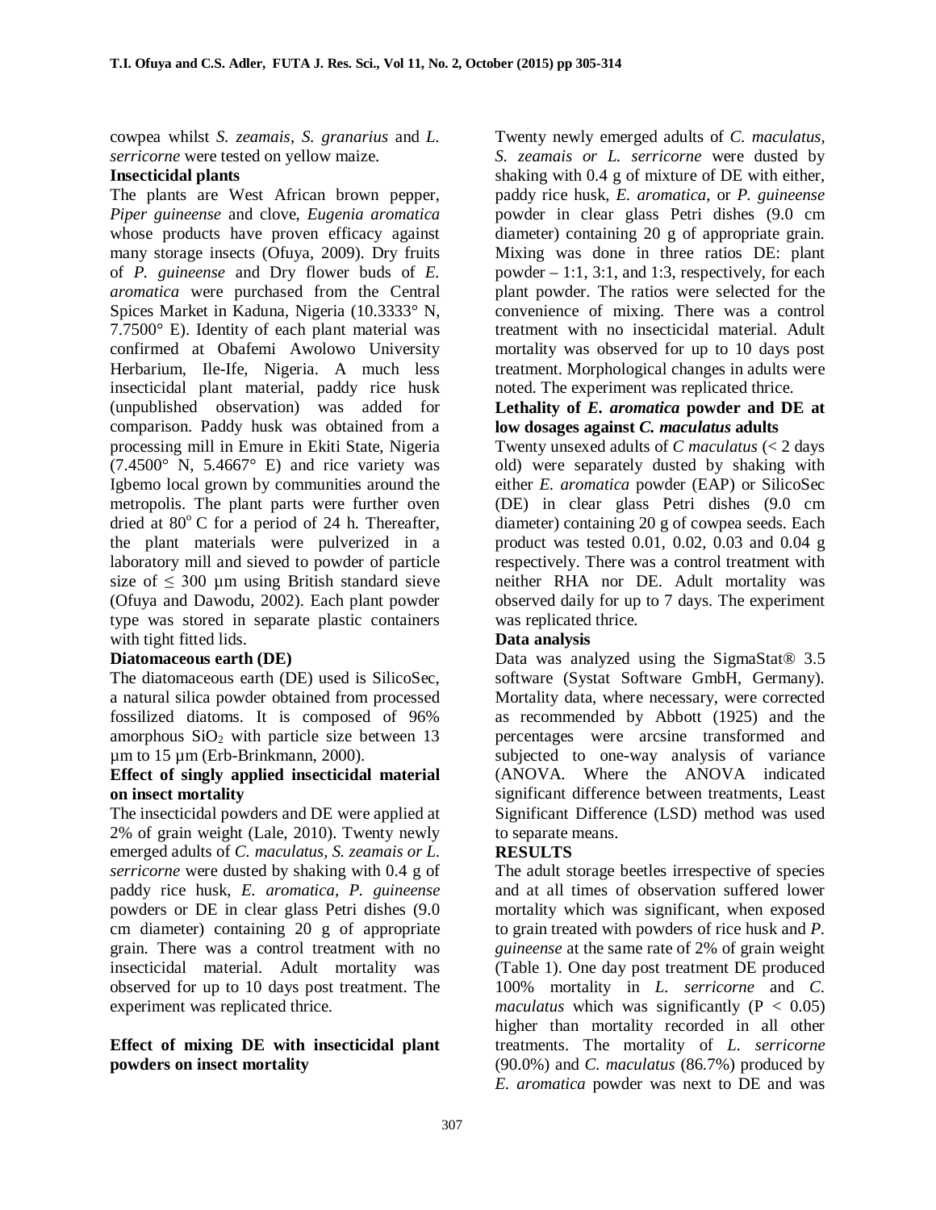cowpea whilst *S. zeamais*, *S. granarius* and *L. serricorne* were tested on yellow maize.

**Insecticidal plants**

The plants are West African brown pepper, *Piper guineense* and clove, *Eugenia aromatica* whose products have proven efficacy against many storage insects (Ofuya, 2009). Dry fruits of *P. guineense* and Dry flower buds of *E. aromatica* were purchased from the Central Spices Market in Kaduna, Nigeria (10.3333° N, 7.7500° E). Identity of each plant material was confirmed at Obafemi Awolowo University Herbarium, Ile-Ife, Nigeria. A much less insecticidal plant material, paddy rice husk (unpublished observation) was added for comparison. Paddy husk was obtained from a processing mill in Emure in Ekiti State, Nigeria (7.4500° N, 5.4667° E) and rice variety was Igbemo local grown by communities around the metropolis. The plant parts were further oven dried at 80°C for a period of 24 h. Thereafter, the plant materials were pulverized in a laboratory mill and sieved to powder of particle size of ≤ 300 µm using British standard sieve (Ofuya and Dawodu, 2002). Each plant powder type was stored in separate plastic containers with tight fitted lids.

**Diatomaceous earth (DE)**

The diatomaceous earth (DE) used is SilicoSec, a natural silica powder obtained from processed fossilized diatoms. It is composed of 96% amorphous $SiO_2$ with particle size between 13 µm to 15 µm (Erb-Brinkmann, 2000).

**Effect of singly applied insecticidal material on insect mortality**

The insecticidal powders and DE were applied at 2% of grain weight (Lale, 2010). Twenty newly emerged adults of *C. maculatus, S. zeamais or L. serricorne* were dusted by shaking with 0.4 g of paddy rice husk, *E. aromatica*, *P. guineense* powders or DE in clear glass Petri dishes (9.0 cm diameter) containing 20 g of appropriate grain. There was a control treatment with no insecticidal material. Adult mortality was observed for up to 10 days post treatment. The experiment was replicated thrice.

**Effect of mixing DE with insecticidal plant powders on insect mortality**

Twenty newly emerged adults of *C. maculatus, S. zeamais or L. serricorne* were dusted by shaking with 0.4 g of mixture of DE with either, paddy rice husk, *E. aromatica*, or *P. guineense* powder in clear glass Petri dishes (9.0 cm diameter) containing 20 g of appropriate grain. Mixing was done in three ratios DE: plant powder – 1:1, 3:1, and 1:3, respectively, for each plant powder. The ratios were selected for the convenience of mixing. There was a control treatment with no insecticidal material. Adult mortality was observed for up to 10 days post treatment. Morphological changes in adults were noted. The experiment was replicated thrice.

**Lethality of *E. aromatica* powder and DE at low dosages against *C. maculatus* adults**

Twenty unsexed adults of *C maculatus* (< 2 days old) were separately dusted by shaking with either *E. aromatica* powder (EAP) or SilicoSec (DE) in clear glass Petri dishes (9.0 cm diameter) containing 20 g of cowpea seeds. Each product was tested 0.01, 0.02, 0.03 and 0.04 g respectively. There was a control treatment with neither RHA nor DE. Adult mortality was observed daily for up to 7 days. The experiment was replicated thrice.

**Data analysis**

Data was analyzed using the SigmaStat® 3.5 software (Systat Software GmbH, Germany). Mortality data, where necessary, were corrected as recommended by Abbott (1925) and the percentages were arcsine transformed and subjected to one-way analysis of variance (ANOVA. Where the ANOVA indicated significant difference between treatments, Least Significant Difference (LSD) method was used to separate means.

**RESULTS**

The adult storage beetles irrespective of species and at all times of observation suffered lower mortality which was significant, when exposed to grain treated with powders of rice husk and *P. guineense* at the same rate of 2% of grain weight (Table 1). One day post treatment DE produced 100% mortality in *L. serricorne* and *C. maculatus* which was significantly ($P < 0.05$) higher than mortality recorded in all other treatments. The mortality of *L. serricorne* (90.0%) and *C. maculatus* (86.7%) produced by *E. aromatica* powder was next to DE and was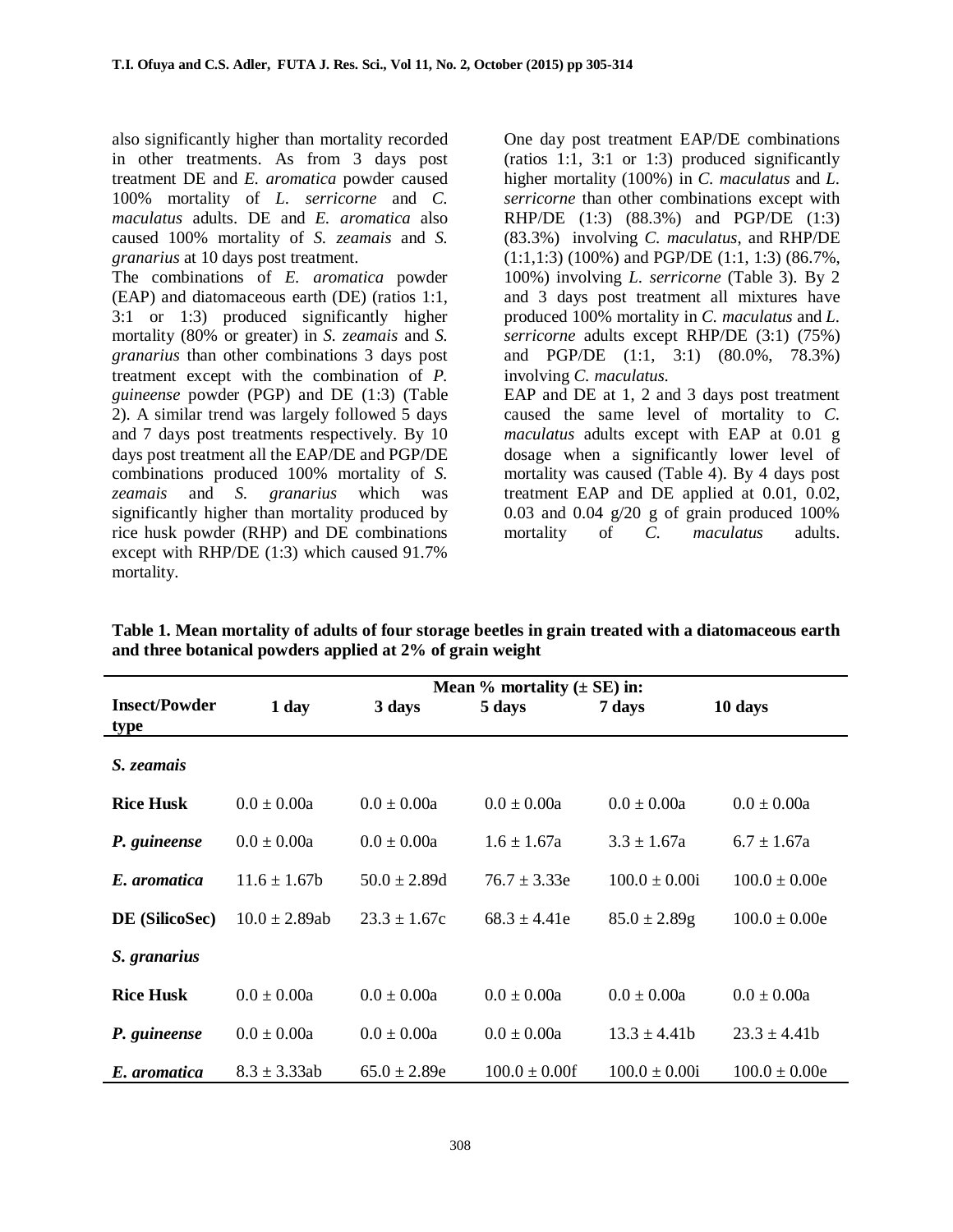also significantly higher than mortality recorded in other treatments. As from 3 days post treatment DE and *E. aromatica* powder caused 100% mortality of *L. serricorne* and *C. maculatus* adults. DE and *E. aromatica* also caused 100% mortality of *S. zeamais* and *S. granarius* at 10 days post treatment.

The combinations of *E. aromatica* powder (EAP) and diatomaceous earth (DE) (ratios 1:1, 3:1 or 1:3) produced significantly higher mortality (80% or greater) in *S. zeamais* and *S. granarius* than other combinations 3 days post treatment except with the combination of *P. guineense* powder (PGP) and DE (1:3) (Table 2). A similar trend was largely followed 5 days and 7 days post treatments respectively. By 10 days post treatment all the EAP/DE and PGP/DE combinations produced 100% mortality of *S. zeamais* and *S. granarius* which was significantly higher than mortality produced by rice husk powder (RHP) and DE combinations except with RHP/DE (1:3) which caused 91.7% mortality.

One day post treatment EAP/DE combinations (ratios 1:1, 3:1 or 1:3) produced significantly higher mortality (100%) in *C. maculatus* and *L. serricorne* than other combinations except with RHP/DE (1:3) (88.3%) and PGP/DE (1:3) (83.3%) involving *C. maculatus*, and RHP/DE (1:1,1:3) (100%) and PGP/DE (1:1, 1:3) (86.7%, 100%) involving *L. serricorne* (Table 3). By 2 and 3 days post treatment all mixtures have produced 100% mortality in *C. maculatus* and *L. serricorne* adults except RHP/DE (3:1) (75%) and PGP/DE (1:1, 3:1) (80.0%, 78.3%) involving *C. maculatus*.

EAP and DE at 1, 2 and 3 days post treatment caused the same level of mortality to *C. maculatus* adults except with EAP at 0.01 g dosage when a significantly lower level of mortality was caused (Table 4). By 4 days post treatment EAP and DE applied at 0.01, 0.02, 0.03 and 0.04 g/20 g of grain produced 100% mortality of *C. maculatus* adults.

**Table 1. Mean mortality of adults of four storage beetles in grain treated with a diatomaceous earth and three botanical powders applied at 2% of grain weight**

| Insect/Powder type | Mean % mortality (± SE) in: | | | | |
|---|---|---|---|---|---|
| | 1 day | 3 days | 5 days | 7 days | 10 days |
| ***S. zeamais*** | | | | | |
| **Rice Husk** | 0.0 ± 0.00a | 0.0 ± 0.00a | 0.0 ± 0.00a | 0.0 ± 0.00a | 0.0 ± 0.00a |
| ***P. guineense*** | 0.0 ± 0.00a | 0.0 ± 0.00a | 1.6 ± 1.67a | 3.3 ± 1.67a | 6.7 ± 1.67a |
| ***E. aromatica*** | 11.6 ± 1.67b | 50.0 ± 2.89d | 76.7 ± 3.33e | 100.0 ± 0.00i | 100.0 ± 0.00e |
| **DE (SilicoSec)** | 10.0 ± 2.89ab | 23.3 ± 1.67c | 68.3 ± 4.41e | 85.0 ± 2.89g | 100.0 ± 0.00e |
| ***S. granarius*** | | | | | |
| **Rice Husk** | 0.0 ± 0.00a | 0.0 ± 0.00a | 0.0 ± 0.00a | 0.0 ± 0.00a | 0.0 ± 0.00a |
| ***P. guineense*** | 0.0 ± 0.00a | 0.0 ± 0.00a | 0.0 ± 0.00a | 13.3 ± 4.41b | 23.3 ± 4.41b |
| ***E. aromatica*** | 8.3 ± 3.33ab | 65.0 ± 2.89e | 100.0 ± 0.00f | 100.0 ± 0.00i | 100.0 ± 0.00e |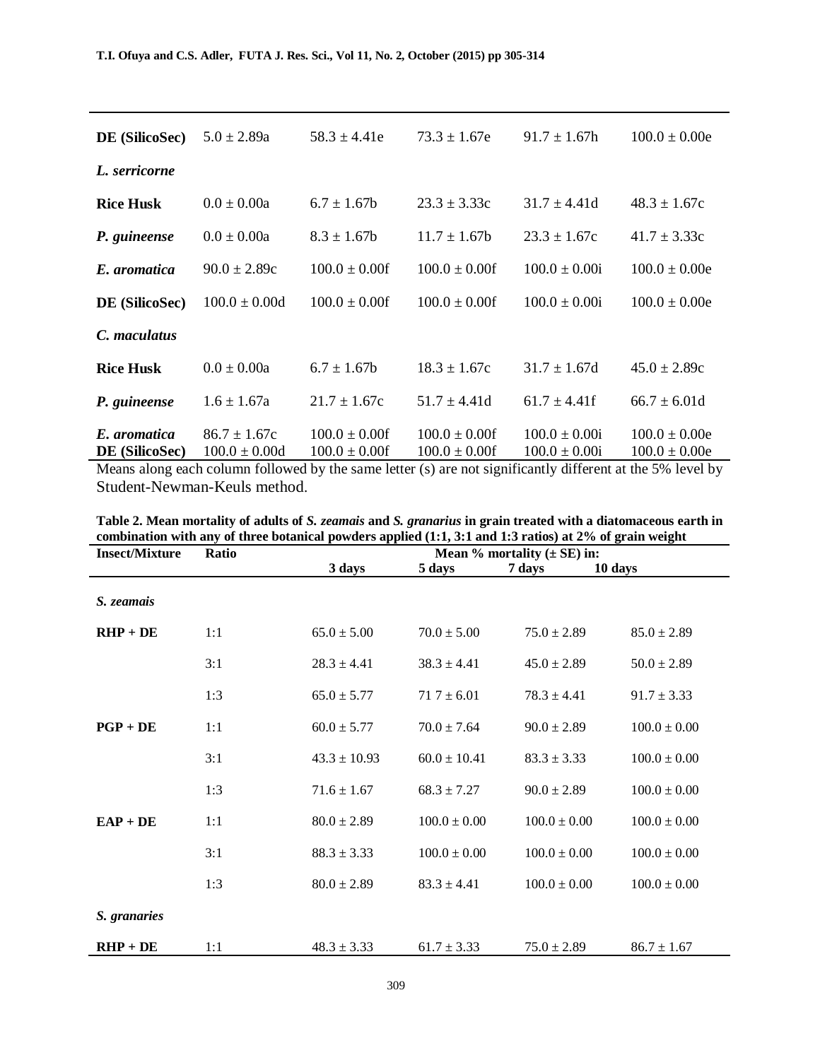| | | | | | |
|---|---|---|---|---|---|
| **DE (SilicoSec)** | 5.0 ± 2.89a | 58.3 ± 4.41e | 73.3 ± 1.67e | 91.7 ± 1.67h | 100.0 ± 0.00e |
| ***L. serricorne*** | | | | | |
| **Rice Husk** | 0.0 ± 0.00a | 6.7 ± 1.67b | 23.3 ± 3.33c | 31.7 ± 4.41d | 48.3 ± 1.67c |
| ***P. guineense*** | 0.0 ± 0.00a | 8.3 ± 1.67b | 11.7 ± 1.67b | 23.3 ± 1.67c | 41.7 ± 3.33c |
| ***E. aromatica*** | 90.0 ± 2.89c | 100.0 ± 0.00f | 100.0 ± 0.00f | 100.0 ± 0.00i | 100.0 ± 0.00e |
| **DE (SilicoSec)** | 100.0 ± 0.00d | 100.0 ± 0.00f | 100.0 ± 0.00f | 100.0 ± 0.00i | 100.0 ± 0.00e |
| ***C. maculatus*** | | | | | |
| **Rice Husk** | 0.0 ± 0.00a | 6.7 ± 1.67b | 18.3 ± 1.67c | 31.7 ± 1.67d | 45.0 ± 2.89c |
| ***P. guineense*** | 1.6 ± 1.67a | 21.7 ± 1.67c | 51.7 ± 4.41d | 61.7 ± 4.41f | 66.7 ± 6.01d |
| ***E. aromatica*** | 86.7 ± 1.67c | 100.0 ± 0.00f | 100.0 ± 0.00f | 100.0 ± 0.00i | 100.0 ± 0.00e |
| **DE (SilicoSec)** | 100.0 ± 0.00d | 100.0 ± 0.00f | 100.0 ± 0.00f | 100.0 ± 0.00i | 100.0 ± 0.00e |

Means along each column followed by the same letter (s) are not significantly different at the 5% level by Student-Newman-Keuls method.

**Table 2. Mean mortality of adults of *S. zeamais* and *S. granarius* in grain treated with a diatomaceous earth in combination with any of three botanical powders applied (1:1, 3:1 and 1:3 ratios) at 2% of grain weight**

| Insect/Mixture | Ratio | Mean % mortality (± SE) in: | | | |
|---|---|---|---|---|---|
| | | 3 days | 5 days | 7 days | 10 days |
| *S. zeamais* | | | | | |
| **RHP + DE** | 1:1 | 65.0 ± 5.00 | 70.0 ± 5.00 | 75.0 ± 2.89 | 85.0 ± 2.89 |
| | 3:1 | 28.3 ± 4.41 | 38.3 ± 4.41 | 45.0 ± 2.89 | 50.0 ± 2.89 |
| | 1:3 | 65.0 ± 5.77 | 71 7 ± 6.01 | 78.3 ± 4.41 | 91.7 ± 3.33 |
| **PGP + DE** | 1:1 | 60.0 ± 5.77 | 70.0 ± 7.64 | 90.0 ± 2.89 | 100.0 ± 0.00 |
| | 3:1 | 43.3 ± 10.93 | 60.0 ± 10.41 | 83.3 ± 3.33 | 100.0 ± 0.00 |
| | 1:3 | 71.6 ± 1.67 | 68.3 ± 7.27 | 90.0 ± 2.89 | 100.0 ± 0.00 |
| **EAP + DE** | 1:1 | 80.0 ± 2.89 | 100.0 ± 0.00 | 100.0 ± 0.00 | 100.0 ± 0.00 |
| | 3:1 | 88.3 ± 3.33 | 100.0 ± 0.00 | 100.0 ± 0.00 | 100.0 ± 0.00 |
| | 1:3 | 80.0 ± 2.89 | 83.3 ± 4.41 | 100.0 ± 0.00 | 100.0 ± 0.00 |
| *S. granaries* | | | | | |
| **RHP + DE** | 1:1 | 48.3 ± 3.33 | 61.7 ± 3.33 | 75.0 ± 2.89 | 86.7 ± 1.67 |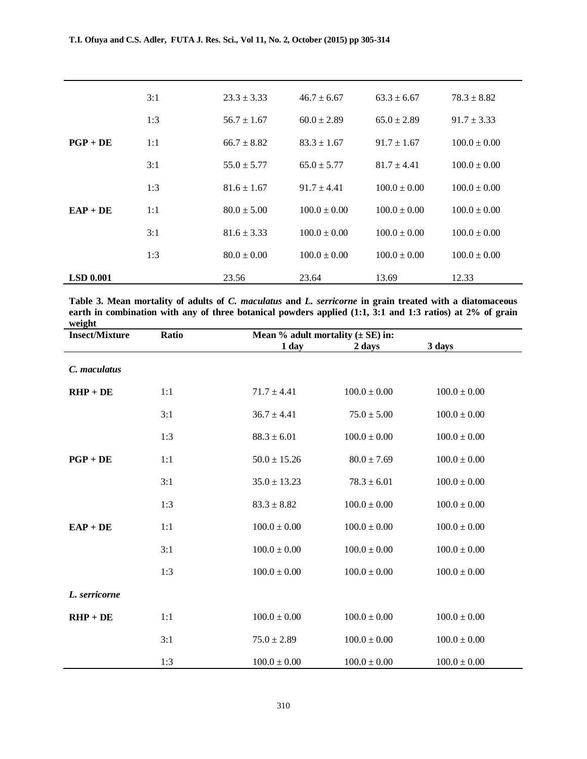| | | | | | |
|---|---|---|---|---|---|
| | 3:1 | 23.3 ± 3.33 | 46.7 ± 6.67 | 63.3 ± 6.67 | 78.3 ± 8.82 |
| | 1:3 | 56.7 ± 1.67 | 60.0 ± 2.89 | 65.0 ± 2.89 | 91.7 ± 3.33 |
| **PGP + DE** | 1:1 | 66.7 ± 8.82 | 83.3 ± 1.67 | 91.7 ± 1.67 | 100.0 ± 0.00 |
| | 3:1 | 55.0 ± 5.77 | 65.0 ± 5.77 | 81.7 ± 4.41 | 100.0 ± 0.00 |
| | 1:3 | 81.6 ± 1.67 | 91.7 ± 4.41 | 100.0 ± 0.00 | 100.0 ± 0.00 |
| **EAP + DE** | 1:1 | 80.0 ± 5.00 | 100.0 ± 0.00 | 100.0 ± 0.00 | 100.0 ± 0.00 |
| | 3:1 | 81.6 ± 3.33 | 100.0 ± 0.00 | 100.0 ± 0.00 | 100.0 ± 0.00 |
| | 1:3 | 80.0 ± 0.00 | 100.0 ± 0.00 | 100.0 ± 0.00 | 100.0 ± 0.00 |
| **LSD 0.001** | | 23.56 | 23.64 | 13.69 | 12.33 |

**Table 3. Mean mortality of adults of *C. maculatus* and *L. serricorne* in grain treated with a diatomaceous earth in combination with any of three botanical powders applied (1:1, 3:1 and 1:3 ratios) at 2% of grain weight**

| Insect/Mixture | Ratio | Mean % adult mortality (± SE) in: | | |
|---|---|---|---|---|
| | | 1 day | 2 days | 3 days |
| *C. maculatus* | | | | |
| **RHP + DE** | 1:1 | 71.7 ± 4.41 | 100.0 ± 0.00 | 100.0 ± 0.00 |
| | 3:1 | 36.7 ± 4.41 | 75.0 ± 5.00 | 100.0 ± 0.00 |
| | 1:3 | 88.3 ± 6.01 | 100.0 ± 0.00 | 100.0 ± 0.00 |
| **PGP + DE** | 1:1 | 50.0 ± 15.26 | 80.0 ± 7.69 | 100.0 ± 0.00 |
| | 3:1 | 35.0 ± 13.23 | 78.3 ± 6.01 | 100.0 ± 0.00 |
| | 1:3 | 83.3 ± 8.82 | 100.0 ± 0.00 | 100.0 ± 0.00 |
| **EAP + DE** | 1:1 | 100.0 ± 0.00 | 100.0 ± 0.00 | 100.0 ± 0.00 |
| | 3:1 | 100.0 ± 0.00 | 100.0 ± 0.00 | 100.0 ± 0.00 |
| | 1:3 | 100.0 ± 0.00 | 100.0 ± 0.00 | 100.0 ± 0.00 |
| *L. serricorne* | | | | |
| **RHP + DE** | 1:1 | 100.0 ± 0.00 | 100.0 ± 0.00 | 100.0 ± 0.00 |
| | 3:1 | 75.0 ± 2.89 | 100.0 ± 0.00 | 100.0 ± 0.00 |
| | 1:3 | 100.0 ± 0.00 | 100.0 ± 0.00 | 100.0 ± 0.00 |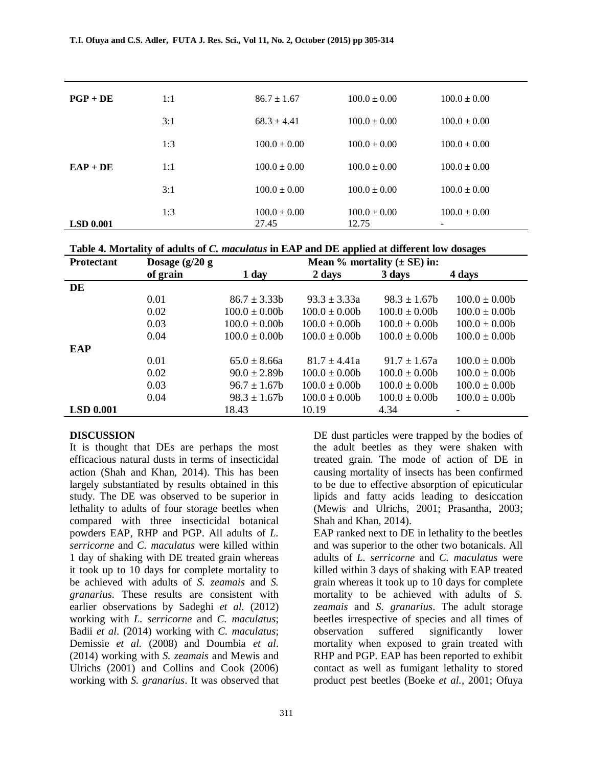| PGP + DE | 1:1 | 86.7 ± 1.67 | 100.0 ± 0.00 | 100.0 ± 0.00 |
|---|---|---|---|---|
| | 3:1 | 68.3 ± 4.41 | 100.0 ± 0.00 | 100.0 ± 0.00 |
| | 1:3 | 100.0 ± 0.00 | 100.0 ± 0.00 | 100.0 ± 0.00 |
| **EAP + DE** | 1:1 | 100.0 ± 0.00 | 100.0 ± 0.00 | 100.0 ± 0.00 |
| | 3:1 | 100.0 ± 0.00 | 100.0 ± 0.00 | 100.0 ± 0.00 |
| | 1:3 | 100.0 ± 0.00 | 100.0 ± 0.00 | 100.0 ± 0.00 |
| **LSD 0.001** | | 27.45 | 12.75 | - |

**Table 4. Mortality of adults of *C. maculatus* in EAP and DE applied at different low dosages**

| Protectant | Dosage (g/20 g of grain | Mean % mortality (± SE) in: | | | |
|---|---|---|---|---|---|
| | | 1 day | 2 days | 3 days | 4 days |
| **DE** | | | | | |
| | 0.01 | 86.7 ± 3.33b | 93.3 ± 3.33a | 98.3 ± 1.67b | 100.0 ± 0.00b |
| | 0.02 | 100.0 ± 0.00b | 100.0 ± 0.00b | 100.0 ± 0.00b | 100.0 ± 0.00b |
| | 0.03 | 100.0 ± 0.00b | 100.0 ± 0.00b | 100.0 ± 0.00b | 100.0 ± 0.00b |
| | 0.04 | 100.0 ± 0.00b | 100.0 ± 0.00b | 100.0 ± 0.00b | 100.0 ± 0.00b |
| **EAP** | | | | | |
| | 0.01 | 65.0 ± 8.66a | 81.7 ± 4.41a | 91.7 ± 1.67a | 100.0 ± 0.00b |
| | 0.02 | 90.0 ± 2.89b | 100.0 ± 0.00b | 100.0 ± 0.00b | 100.0 ± 0.00b |
| | 0.03 | 96.7 ± 1.67b | 100.0 ± 0.00b | 100.0 ± 0.00b | 100.0 ± 0.00b |
| | 0.04 | 98.3 ± 1.67b | 100.0 ± 0.00b | 100.0 ± 0.00b | 100.0 ± 0.00b |
| **LSD 0.001** | | 18.43 | 10.19 | 4.34 | - |

## DISCUSSION

It is thought that DEs are perhaps the most efficacious natural dusts in terms of insecticidal action (Shah and Khan, 2014). This has been largely substantiated by results obtained in this study. The DE was observed to be superior in lethality to adults of four storage beetles when compared with three insecticidal botanical powders EAP, RHP and PGP. All adults of *L. serricorne* and *C. maculatus* were killed within 1 day of shaking with DE treated grain whereas it took up to 10 days for complete mortality to be achieved with adults of *S. zeamais* and *S. granarius*. These results are consistent with earlier observations by Sadeghi *et al.* (2012) working with *L. serricorne* and *C. maculatus*; Badii *et al*. (2014) working with *C. maculatus*; Demissie *et al.* (2008) and Doumbia *et al*. (2014) working with *S. zeamais* and Mewis and Ulrichs (2001) and Collins and Cook (2006) working with *S. granarius*. It was observed that DE dust particles were trapped by the bodies of the adult beetles as they were shaken with treated grain. The mode of action of DE in causing mortality of insects has been confirmed to be due to effective absorption of epicuticular lipids and fatty acids leading to desiccation (Mewis and Ulrichs, 2001; Prasantha, 2003; Shah and Khan, 2014).

EAP ranked next to DE in lethality to the beetles and was superior to the other two botanicals. All adults of *L. serricorne* and *C. maculatus* were killed within 3 days of shaking with EAP treated grain whereas it took up to 10 days for complete mortality to be achieved with adults of *S. zeamais* and *S. granarius*. The adult storage beetles irrespective of species and all times of observation suffered significantly lower mortality when exposed to grain treated with RHP and PGP. EAP has been reported to exhibit contact as well as fumigant lethality to stored product pest beetles (Boeke *et al.*, 2001; Ofuya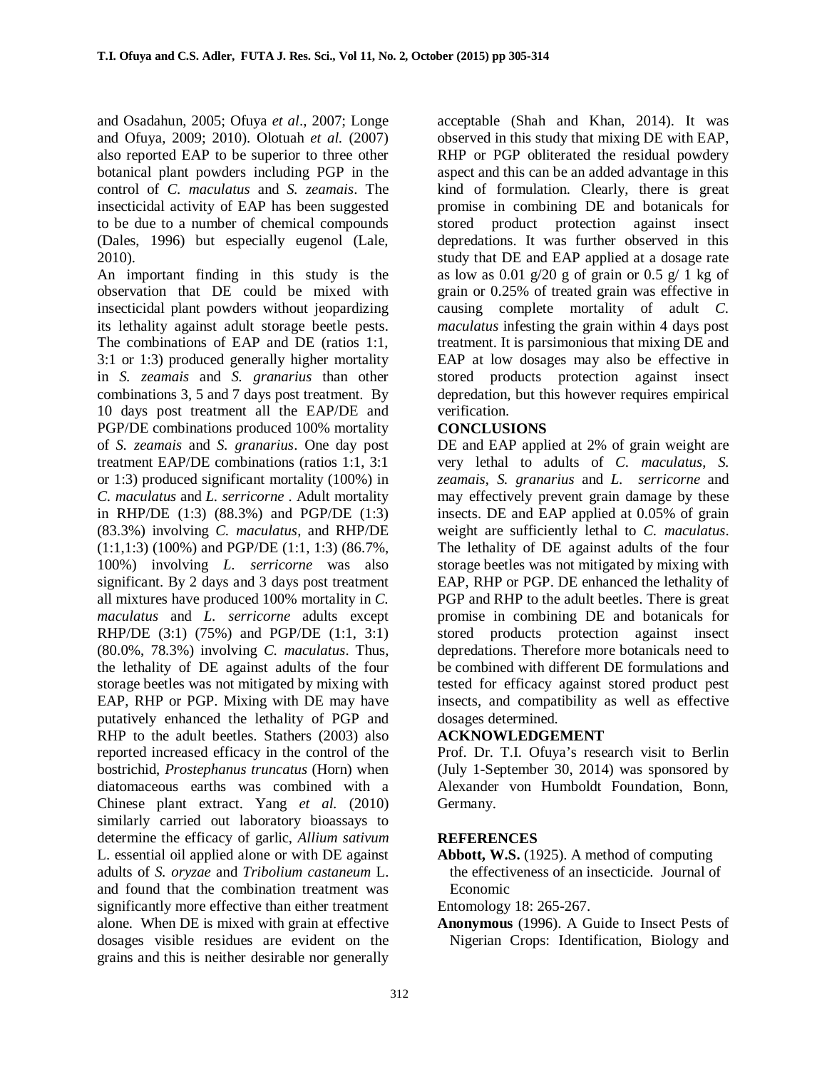and Osadahun, 2005; Ofuya *et al*., 2007; Longe and Ofuya, 2009; 2010). Olotuah *et al.* (2007) also reported EAP to be superior to three other botanical plant powders including PGP in the control of *C. maculatus* and *S. zeamais*. The insecticidal activity of EAP has been suggested to be due to a number of chemical compounds (Dales, 1996) but especially eugenol (Lale, 2010).

An important finding in this study is the observation that DE could be mixed with insecticidal plant powders without jeopardizing its lethality against adult storage beetle pests. The combinations of EAP and DE (ratios 1:1, 3:1 or 1:3) produced generally higher mortality in *S. zeamais* and *S. granarius* than other combinations 3, 5 and 7 days post treatment. By 10 days post treatment all the EAP/DE and PGP/DE combinations produced 100% mortality of *S. zeamais* and *S. granarius*. One day post treatment EAP/DE combinations (ratios 1:1, 3:1 or 1:3) produced significant mortality (100%) in *C. maculatus* and *L. serricorne* . Adult mortality in RHP/DE (1:3) (88.3%) and PGP/DE (1:3) (83.3%) involving *C. maculatus*, and RHP/DE (1:1,1:3) (100%) and PGP/DE (1:1, 1:3) (86.7%, 100%) involving *L. serricorne* was also significant. By 2 days and 3 days post treatment all mixtures have produced 100% mortality in *C. maculatus* and *L. serricorne* adults except RHP/DE (3:1) (75%) and PGP/DE (1:1, 3:1) (80.0%, 78.3%) involving *C. maculatus*. Thus, the lethality of DE against adults of the four storage beetles was not mitigated by mixing with EAP, RHP or PGP. Mixing with DE may have putatively enhanced the lethality of PGP and RHP to the adult beetles. Stathers (2003) also reported increased efficacy in the control of the bostrichid, *Prostephanus truncatus* (Horn) when diatomaceous earths was combined with a Chinese plant extract. Yang *et al.* (2010) similarly carried out laboratory bioassays to determine the efficacy of garlic, *Allium sativum* L. essential oil applied alone or with DE against adults of *S. oryzae* and *Tribolium castaneum* L. and found that the combination treatment was significantly more effective than either treatment alone. When DE is mixed with grain at effective dosages visible residues are evident on the grains and this is neither desirable nor generally acceptable (Shah and Khan, 2014). It was observed in this study that mixing DE with EAP, RHP or PGP obliterated the residual powdery aspect and this can be an added advantage in this kind of formulation. Clearly, there is great promise in combining DE and botanicals for stored product protection against insect depredations. It was further observed in this study that DE and EAP applied at a dosage rate as low as 0.01 g/20 g of grain or 0.5 g/ 1 kg of grain or 0.25% of treated grain was effective in causing complete mortality of adult *C. maculatus* infesting the grain within 4 days post treatment. It is parsimonious that mixing DE and EAP at low dosages may also be effective in stored products protection against insect depredation, but this however requires empirical verification.

## CONCLUSIONS

DE and EAP applied at 2% of grain weight are very lethal to adults of *C. maculatus*, *S. zeamais*, *S. granarius* and *L. serricorne* and may effectively prevent grain damage by these insects. DE and EAP applied at 0.05% of grain weight are sufficiently lethal to *C. maculatus*. The lethality of DE against adults of the four storage beetles was not mitigated by mixing with EAP, RHP or PGP. DE enhanced the lethality of PGP and RHP to the adult beetles. There is great promise in combining DE and botanicals for stored products protection against insect depredations. Therefore more botanicals need to be combined with different DE formulations and tested for efficacy against stored product pest insects, and compatibility as well as effective dosages determined.

## ACKNOWLEDGEMENT

Prof. Dr. T.I. Ofuya's research visit to Berlin (July 1-September 30, 2014) was sponsored by Alexander von Humboldt Foundation, Bonn, Germany.

## REFERENCES

**Abbott, W.S.** (1925). A method of computing the effectiveness of an insecticide. Journal of Economic Entomology 18: 265-267.

**Anonymous** (1996). A Guide to Insect Pests of Nigerian Crops: Identification, Biology and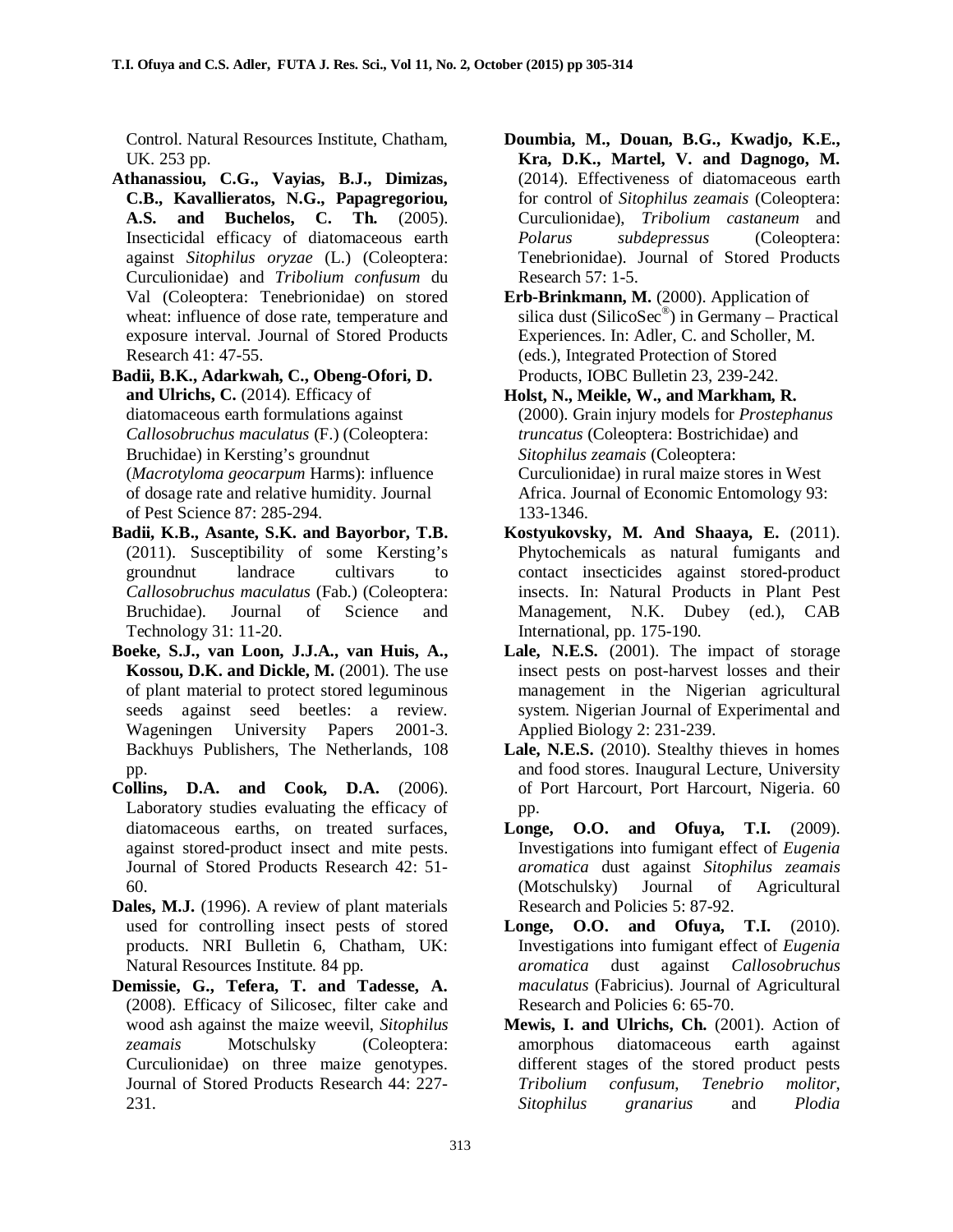Control. Natural Resources Institute, Chatham, UK. 253 pp.

**Athanassiou, C.G., Vayias, B.J., Dimizas, C.B., Kavallieratos, N.G., Papagregoriou, A.S. and Buchelos, C. Th.** (2005). Insecticidal efficacy of diatomaceous earth against *Sitophilus oryzae* (L.) (Coleoptera: Curculionidae) and *Tribolium confusum* du Val (Coleoptera: Tenebrionidae) on stored wheat: influence of dose rate, temperature and exposure interval. Journal of Stored Products Research 41: 47-55.

**Badii, B.K., Adarkwah, C., Obeng-Ofori, D. and Ulrichs, C.** (2014). Efficacy of diatomaceous earth formulations against *Callosobruchus maculatus* (F.) (Coleoptera: Bruchidae) in Kersting's groundnut (*Macrotyloma geocarpum* Harms): influence of dosage rate and relative humidity. Journal of Pest Science 87: 285-294.

**Badii, K.B., Asante, S.K. and Bayorbor, T.B.** (2011). Susceptibility of some Kersting's groundnut landrace cultivars to *Callosobruchus maculatus* (Fab.) (Coleoptera: Bruchidae). Journal of Science and Technology 31: 11-20.

**Boeke, S.J., van Loon, J.J.A., van Huis, A., Kossou, D.K. and Dickle, M.** (2001). The use of plant material to protect stored leguminous seeds against seed beetles: a review. Wageningen University Papers 2001-3. Backhuys Publishers, The Netherlands, 108 pp.

**Collins, D.A. and Cook, D.A.** (2006). Laboratory studies evaluating the efficacy of diatomaceous earths, on treated surfaces, against stored-product insect and mite pests. Journal of Stored Products Research 42: 51-60.

**Dales, M.J.** (1996). A review of plant materials used for controlling insect pests of stored products. NRI Bulletin 6, Chatham, UK: Natural Resources Institute. 84 pp.

**Demissie, G., Tefera, T. and Tadesse, A.** (2008). Efficacy of Silicosec, filter cake and wood ash against the maize weevil, *Sitophilus zeamais* Motschulsky (Coleoptera: Curculionidae) on three maize genotypes. Journal of Stored Products Research 44: 227-231.

**Doumbia, M., Douan, B.G., Kwadjo, K.E., Kra, D.K., Martel, V. and Dagnogo, M.** (2014). Effectiveness of diatomaceous earth for control of *Sitophilus zeamais* (Coleoptera: Curculionidae), *Tribolium castaneum* and *Polarus subdepressus* (Coleoptera: Tenebrionidae). Journal of Stored Products Research 57: 1-5.

**Erb-Brinkmann, M.** (2000). Application of silica dust (SilicoSec®) in Germany – Practical Experiences. In: Adler, C. and Scholler, M. (eds.), Integrated Protection of Stored Products, IOBC Bulletin 23, 239-242.

**Holst, N., Meikle, W., and Markham, R.** (2000). Grain injury models for *Prostephanus truncatus* (Coleoptera: Bostrichidae) and *Sitophilus zeamais* (Coleoptera: Curculionidae) in rural maize stores in West Africa. Journal of Economic Entomology 93: 133-1346.

**Kostyukovsky, M. And Shaaya, E.** (2011). Phytochemicals as natural fumigants and contact insecticides against stored-product insects. In: Natural Products in Plant Pest Management, N.K. Dubey (ed.), CAB International, pp. 175-190.

**Lale, N.E.S.** (2001). The impact of storage insect pests on post-harvest losses and their management in the Nigerian agricultural system. Nigerian Journal of Experimental and Applied Biology 2: 231-239.

**Lale, N.E.S.** (2010). Stealthy thieves in homes and food stores. Inaugural Lecture, University of Port Harcourt, Port Harcourt, Nigeria. 60 pp.

**Longe, O.O. and Ofuya, T.I.** (2009). Investigations into fumigant effect of *Eugenia aromatica* dust against *Sitophilus zeamais* (Motschulsky) Journal of Agricultural Research and Policies 5: 87-92.

**Longe, O.O. and Ofuya, T.I.** (2010). Investigations into fumigant effect of *Eugenia aromatica* dust against *Callosobruchus maculatus* (Fabricius). Journal of Agricultural Research and Policies 6: 65-70.

**Mewis, I. and Ulrichs, Ch.** (2001). Action of amorphous diatomaceous earth against different stages of the stored product pests *Tribolium confusum*, *Tenebrio molitor*, *Sitophilus granarius* and *Plodia*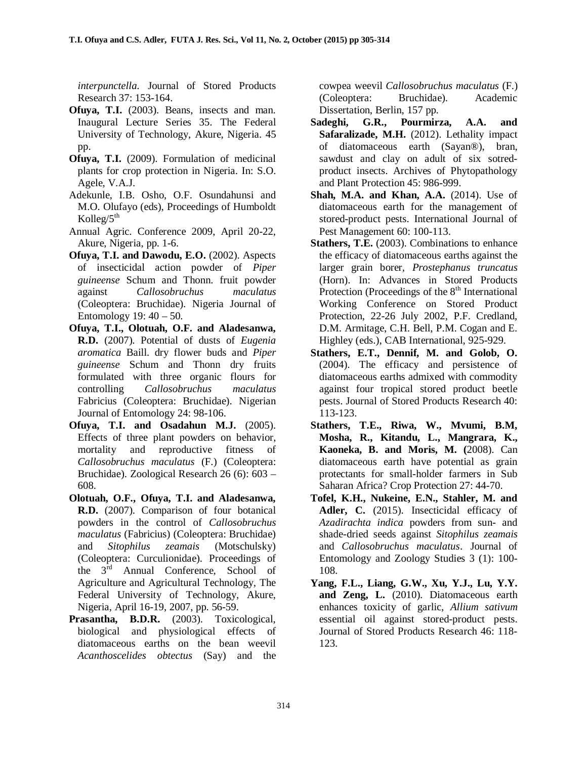*interpunctella.* Journal of Stored Products Research 37: 153-164.

**Ofuya, T.I.** (2003). Beans, insects and man. Inaugural Lecture Series 35. The Federal University of Technology, Akure, Nigeria. 45 pp.

**Ofuya, T.I.** (2009). Formulation of medicinal plants for crop protection in Nigeria. In: S.O. Agele, V.A.J.

Adekunle, I.B. Osho, O.F. Osundahunsi and M.O. Olufayo (eds), Proceedings of Humboldt Kolleg/5th

Annual Agric. Conference 2009, April 20-22, Akure, Nigeria, pp. 1-6.

**Ofuya, T.I. and Dawodu, E.O.** (2002). Aspects of insecticidal action powder of *Piper guineense* Schum and Thonn. fruit powder against *Callosobruchus maculatus* (Coleoptera: Bruchidae). Nigeria Journal of Entomology 19: 40 – 50.

**Ofuya, T.I., Olotuah, O.F. and Aladesanwa, R.D.** (2007). Potential of dusts of *Eugenia aromatica* Baill. dry flower buds and *Piper guineense* Schum and Thonn dry fruits formulated with three organic flours for controlling *Callosobruchus maculatus* Fabricius (Coleoptera: Bruchidae). Nigerian Journal of Entomology 24: 98-106.

**Ofuya, T.I. and Osadahun M.J.** (2005). Effects of three plant powders on behavior, mortality and reproductive fitness of *Callosobruchus maculatus* (F.) (Coleoptera: Bruchidae). Zoological Research 26 (6): 603 – 608.

**Olotuah, O.F., Ofuya, T.I. and Aladesanwa, R.D.** (2007). Comparison of four botanical powders in the control of *Callosobruchus maculatus* (Fabricius) (Coleoptera: Bruchidae) and *Sitophilus zeamais* (Motschulsky) (Coleoptera: Curculionidae). Proceedings of the 3rd Annual Conference, School of Agriculture and Agricultural Technology, The Federal University of Technology, Akure, Nigeria, April 16-19, 2007, pp. 56-59.

**Prasantha, B.D.R.** (2003). Toxicological, biological and physiological effects of diatomaceous earths on the bean weevil *Acanthoscelides obtectus* (Say) and the cowpea weevil *Callosobruchus maculatus* (F.) (Coleoptera: Bruchidae). Academic Dissertation, Berlin, 157 pp.

**Sadeghi, G.R., Pourmirza, A.A. and Safaralizade, M.H.** (2012). Lethality impact of diatomaceous earth (Sayan®), bran, sawdust and clay on adult of six sotred-product insects. Archives of Phytopathology and Plant Protection 45: 986-999.

**Shah, M.A. and Khan, A.A.** (2014). Use of diatomaceous earth for the management of stored-product pests. International Journal of Pest Management 60: 100-113.

**Stathers, T.E.** (2003). Combinations to enhance the efficacy of diatomaceous earths against the larger grain borer, *Prostephanus truncatus* (Horn). In: Advances in Stored Products Protection (Proceedings of the 8th International Working Conference on Stored Product Protection, 22-26 July 2002, P.F. Credland, D.M. Armitage, C.H. Bell, P.M. Cogan and E. Highley (eds.), CAB International, 925-929.

**Stathers, E.T., Dennif, M. and Golob, O.** (2004). The efficacy and persistence of diatomaceous earths admixed with commodity against four tropical stored product beetle pests. Journal of Stored Products Research 40: 113-123.

**Stathers, T.E., Riwa, W., Mvumi, B.M, Mosha, R., Kitandu, L., Mangrara, K., Kaoneka, B. and Moris, M. (**2008). Can diatomaceous earth have potential as grain protectants for small-holder farmers in Sub Saharan Africa? Crop Protection 27: 44-70.

**Tofel, K.H., Nukeine, E.N., Stahler, M. and Adler, C.** (2015). Insecticidal efficacy of *Azadirachta indica* powders from sun- and shade-dried seeds against *Sitophilus zeamais* and *Callosobruchus maculatus*. Journal of Entomology and Zoology Studies 3 (1): 100-108.

**Yang, F.L., Liang, G.W., Xu, Y.J., Lu, Y.Y. and Zeng, L.** (2010). Diatomaceous earth enhances toxicity of garlic, *Allium sativum* essential oil against stored-product pests. Journal of Stored Products Research 46: 118-123.